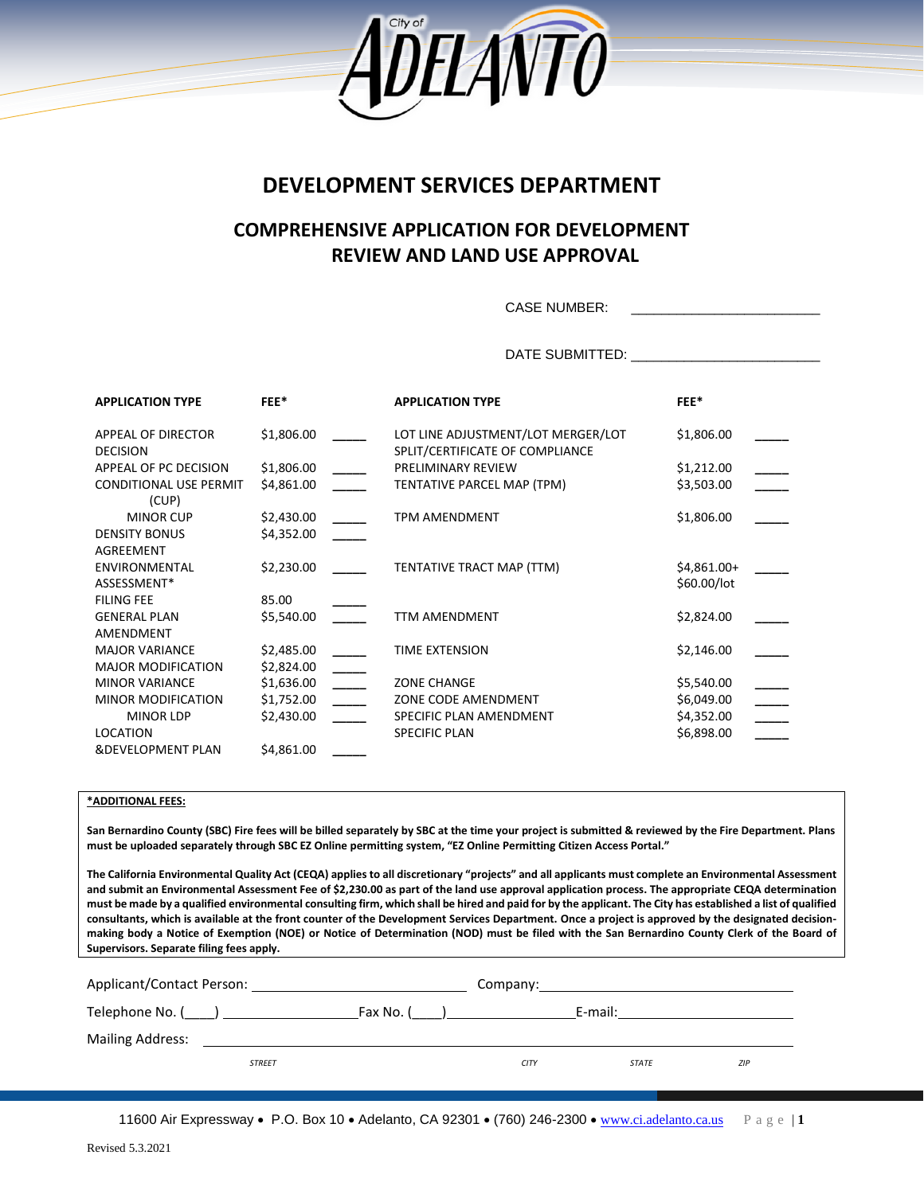City of ADELANTO

# DEVELOPMENT SERVICES DEPARTMENT

## COMPREHENSIVE APPLICATION FOR DEVELOPMENT REVIEW AND LAND USE APPROVAL

CASE NUMBER: _______________________

DATE SUBMITTED: _______________________

| APPLICATION TYPE | FEE* | | APPLICATION TYPE | FEE* | |
|---|---|---|---|---|---|
| APPEAL OF DIRECTOR DECISION | $1,806.00 | _____ | LOT LINE ADJUSTMENT/LOT MERGER/LOT SPLIT/CERTIFICATE OF COMPLIANCE | $1,806.00 | _____ |
| APPEAL OF PC DECISION | $1,806.00 | _____ | PRELIMINARY REVIEW | $1,212.00 | _____ |
| CONDITIONAL USE PERMIT (CUP) | $4,861.00 | _____ | TENTATIVE PARCEL MAP (TPM) | $3,503.00 | _____ |
| MINOR CUP | $2,430.00 | _____ | TPM AMENDMENT | $1,806.00 | _____ |
| DENSITY BONUS AGREEMENT | $4,352.00 | _____ | | | |
| ENVIRONMENTAL ASSESSMENT* | $2,230.00 | _____ | TENTATIVE TRACT MAP (TTM) | $4,861.00+ $60.00/lot | _____ |
| FILING FEE | 85.00 | _____ | | | |
| GENERAL PLAN AMENDMENT | $5,540.00 | _____ | TTM AMENDMENT | $2,824.00 | _____ |
| MAJOR VARIANCE | $2,485.00 | _____ | TIME EXTENSION | $2,146.00 | _____ |
| MAJOR MODIFICATION | $2,824.00 | _____ | | | |
| MINOR VARIANCE | $1,636.00 | _____ | ZONE CHANGE | $5,540.00 | _____ |
| MINOR MODIFICATION | $1,752.00 | _____ | ZONE CODE AMENDMENT | $6,049.00 | _____ |
| MINOR LDP | $2,430.00 | _____ | SPECIFIC PLAN AMENDMENT | $4,352.00 | _____ |
| LOCATION &DEVELOPMENT PLAN | $4,861.00 | _____ | SPECIFIC PLAN | $6,898.00 | _____ |

**\*ADDITIONAL FEES:**

**San Bernardino County (SBC) Fire fees will be billed separately by SBC at the time your project is submitted & reviewed by the Fire Department. Plans must be uploaded separately through SBC EZ Online permitting system, "EZ Online Permitting Citizen Access Portal."**

**The California Environmental Quality Act (CEQA) applies to all discretionary "projects" and all applicants must complete an Environmental Assessment and submit an Environmental Assessment Fee of $2,230.00 as part of the land use approval application process. The appropriate CEQA determination must be made by a qualified environmental consulting firm, which shall be hired and paid for by the applicant. The City has established a list of qualified consultants, which is available at the front counter of the Development Services Department. Once a project is approved by the designated decision-making body a Notice of Exemption (NOE) or Notice of Determination (NOD) must be filed with the San Bernardino County Clerk of the Board of Supervisors. Separate filing fees apply.**

Applicant/Contact Person: ______________________________ Company: ______________________________

Telephone No. (____) ____________________ Fax No. (____) ____________________ E-mail: ______________________________

Mailing Address: ____________________________________________________________

*STREET* *CITY* *STATE* *ZIP*

11600 Air Expressway • P.O. Box 10 • Adelanto, CA 92301 • (760) 246-2300 • www.ci.adelanto.ca.us

Revised 5.3.2021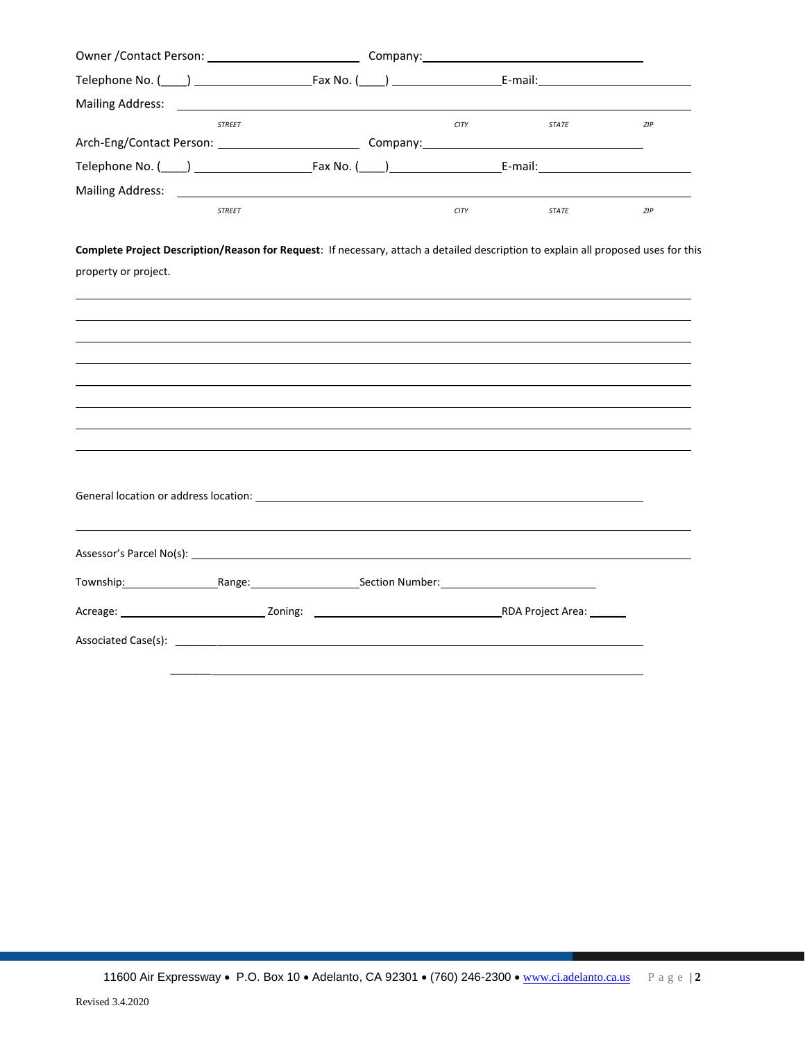Owner /Contact Person: ______________________ Company: ______________________________

Telephone No. (____) ________________ Fax No. (____) ________________ E-mail: ______________________

Mailing Address: ____________________________________________________________________

STREET CITY STATE ZIP

Arch-Eng/Contact Person: ______________________ Company: ______________________________

Telephone No. (____) ________________ Fax No. (____) ________________ E-mail: ______________________

Mailing Address: ____________________________________________________________________

STREET CITY STATE ZIP

**Complete Project Description/Reason for Request**: If necessary, attach a detailed description to explain all proposed uses for this property or project.

_____________________________________________________________________________________

_____________________________________________________________________________________

_____________________________________________________________________________________

_____________________________________________________________________________________

_____________________________________________________________________________________

_____________________________________________________________________________________

_____________________________________________________________________________________

_____________________________________________________________________________________

General location or address location: ____________________________________________________

_____________________________________________________________________________________

Assessor's Parcel No(s): ______________________________________________________________

Township: ______________ Range: ________________ Section Number: ________________________

Acreage: ______________________ Zoning: ______________________________ RDA Project Area: ______

Associated Case(s): ___________________________________________________________________

_____________________________________________________________________________________

Revised 3.4.2020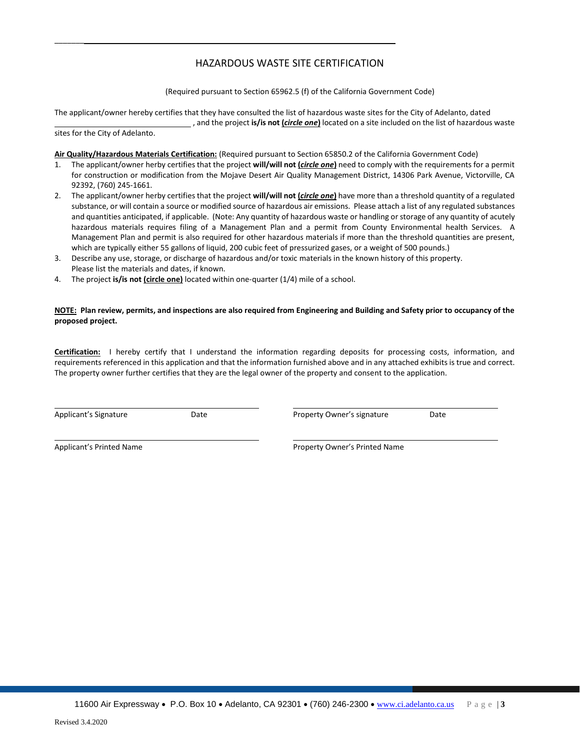# HAZARDOUS WASTE SITE CERTIFICATION

(Required pursuant to Section 65962.5 (f) of the California Government Code)

The applicant/owner hereby certifies that they have consulted the list of hazardous waste sites for the City of Adelanto, dated \_\_\_\_\_\_\_\_\_\_\_\_\_\_\_\_\_\_\_\_\_\_\_\_\_\_\_\_\_\_\_\_\_\_, and the project **is/is not (*circle one*)** located on a site included on the list of hazardous waste sites for the City of Adelanto.

**Air Quality/Hazardous Materials Certification:** (Required pursuant to Section 65850.2 of the California Government Code)

1. The applicant/owner herby certifies that the project **will/will not (*circle one*)** need to comply with the requirements for a permit for construction or modification from the Mojave Desert Air Quality Management District, 14306 Park Avenue, Victorville, CA 92392, (760) 245-1661.
2. The applicant/owner herby certifies that the project **will/will not (*circle one*)** have more than a threshold quantity of a regulated substance, or will contain a source or modified source of hazardous air emissions. Please attach a list of any regulated substances and quantities anticipated, if applicable. (Note: Any quantity of hazardous waste or handling or storage of any quantity of acutely hazardous materials requires filing of a Management Plan and a permit from County Environmental health Services. A Management Plan and permit is also required for other hazardous materials if more than the threshold quantities are present, which are typically either 55 gallons of liquid, 200 cubic feet of pressurized gases, or a weight of 500 pounds.)
3. Describe any use, storage, or discharge of hazardous and/or toxic materials in the known history of this property. Please list the materials and dates, if known.
4. The project **is/is not (circle one)** located within one-quarter (1/4) mile of a school.

**NOTE: Plan review, permits, and inspections are also required from Engineering and Building and Safety prior to occupancy of the proposed project.**

**Certification:** I hereby certify that I understand the information regarding deposits for processing costs, information, and requirements referenced in this application and that the information furnished above and in any attached exhibits is true and correct. The property owner further certifies that they are the legal owner of the property and consent to the application.

\_\_\_\_\_\_\_\_\_\_\_\_\_\_\_\_\_\_\_\_\_\_\_\_\_\_\_\_\_\_\_\_\_\_\_\_\_\_
Applicant's Signature Date

\_\_\_\_\_\_\_\_\_\_\_\_\_\_\_\_\_\_\_\_\_\_\_\_\_\_\_\_\_\_\_\_\_\_\_\_\_\_
Property Owner's signature Date

\_\_\_\_\_\_\_\_\_\_\_\_\_\_\_\_\_\_\_\_\_\_\_\_\_\_\_\_\_\_\_\_\_\_\_\_\_\_
Applicant's Printed Name

\_\_\_\_\_\_\_\_\_\_\_\_\_\_\_\_\_\_\_\_\_\_\_\_\_\_\_\_\_\_\_\_\_\_\_\_\_\_
Property Owner's Printed Name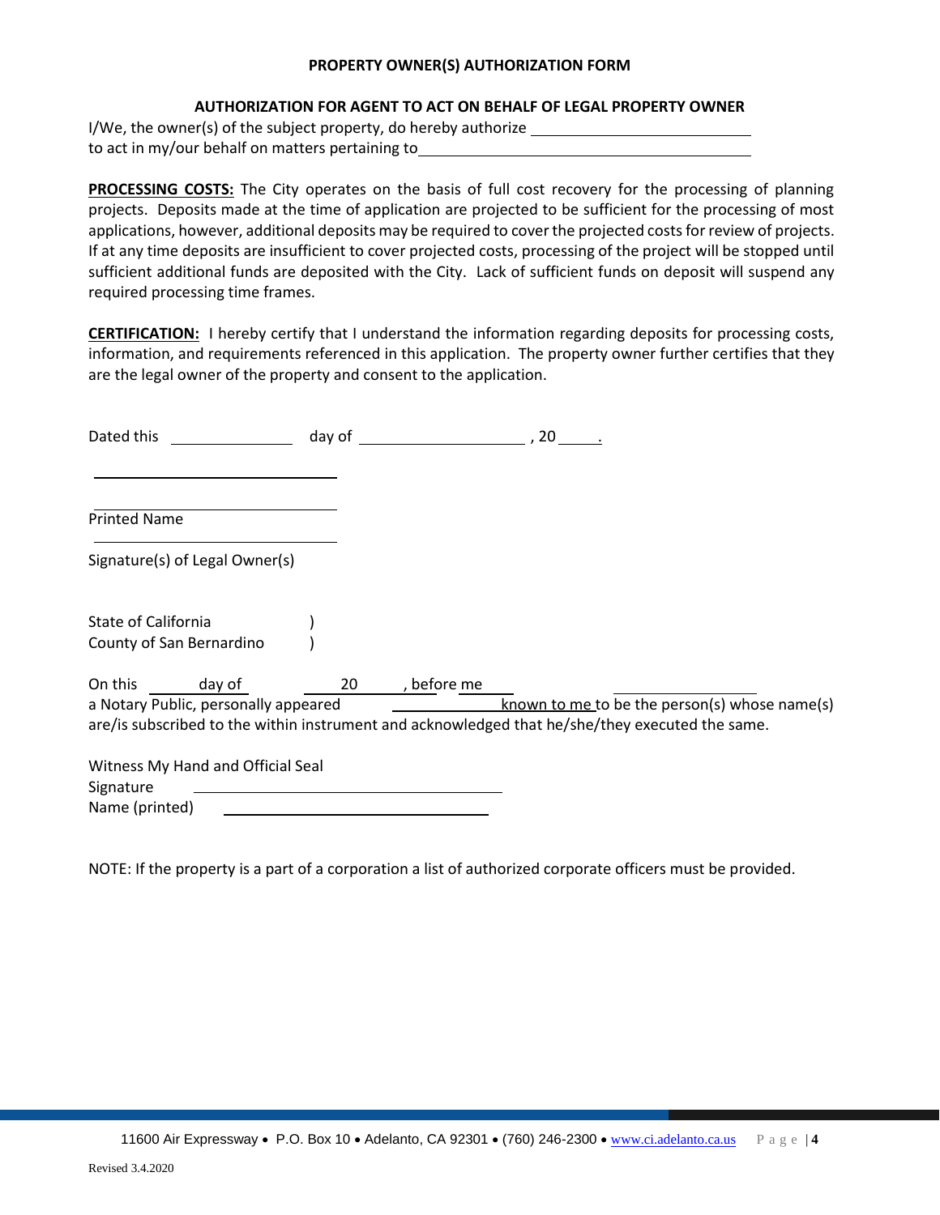## PROPERTY OWNER(S) AUTHORIZATION FORM

### AUTHORIZATION FOR AGENT TO ACT ON BEHALF OF LEGAL PROPERTY OWNER

I/We, the owner(s) of the subject property, do hereby authorize ______________________________
to act in my/our behalf on matters pertaining to ______________________________________________

**PROCESSING COSTS:** The City operates on the basis of full cost recovery for the processing of planning projects. Deposits made at the time of application are projected to be sufficient for the processing of most applications, however, additional deposits may be required to cover the projected costs for review of projects. If at any time deposits are insufficient to cover projected costs, processing of the project will be stopped until sufficient additional funds are deposited with the City. Lack of sufficient funds on deposit will suspend any required processing time frames.

**CERTIFICATION:** I hereby certify that I understand the information regarding deposits for processing costs, information, and requirements referenced in this application. The property owner further certifies that they are the legal owner of the property and consent to the application.

Dated this ______________ day of ____________________ , 20_____.

______________________________

______________________________
Printed Name

______________________________
Signature(s) of Legal Owner(s)

State of California )
County of San Bernardino )

On this ______ day of ________ 20______, before me ________ ________________
a Notary Public, personally appeared ______________ known to me to be the person(s) whose name(s) are/is subscribed to the within instrument and acknowledged that he/she/they executed the same.

Witness My Hand and Official Seal
Signature ______________________________
Name (printed) ______________________________

NOTE: If the property is a part of a corporation a list of authorized corporate officers must be provided.

11600 Air Expressway • P.O. Box 10 • Adelanto, CA 92301 • (760) 246-2300 • www.ci.adelanto.ca.us

Revised 3.4.2020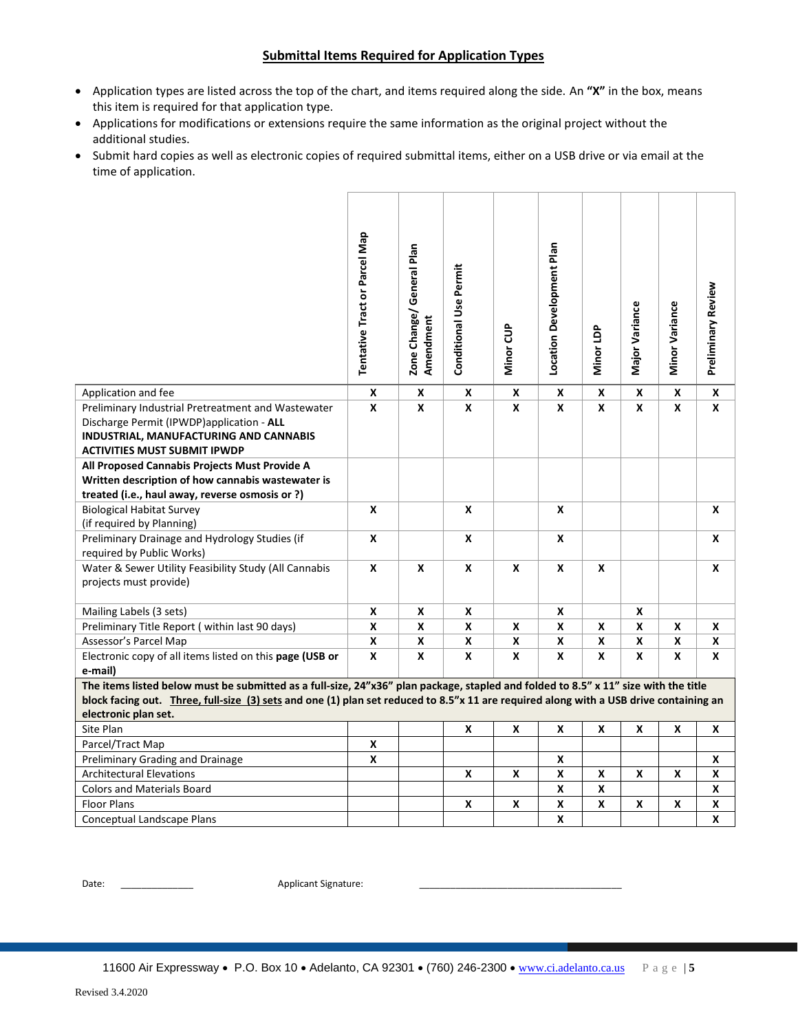## Submittal Items Required for Application Types

- Application types are listed across the top of the chart, and items required along the side. An **"X"** in the box, means this item is required for that application type.
- Applications for modifications or extensions require the same information as the original project without the additional studies.
- Submit hard copies as well as electronic copies of required submittal items, either on a USB drive or via email at the time of application.

| | Tentative Tract or Parcel Map | Zone Change/ General Plan Amendment | Conditional Use Permit | Minor CUP | Location Development Plan | Minor LDP | Major Variance | Minor Variance | Preliminary Review |
|---|---|---|---|---|---|---|---|---|---|
| Application and fee | X | X | X | X | X | X | X | X | X |
| Preliminary Industrial Pretreatment and Wastewater Discharge Permit (IPWDP)application - **ALL INDUSTRIAL, MANUFACTURING AND CANNABIS ACTIVITIES MUST SUBMIT IPWDP** | X | X | X | X | X | X | X | X | X |
| **All Proposed Cannabis Projects Must Provide A Written description of how cannabis wastewater is treated (i.e., haul away, reverse osmosis or ?)** | | | | | | | | | |
| Biological Habitat Survey (if required by Planning) | X | | X | | X | | | | X |
| Preliminary Drainage and Hydrology Studies (if required by Public Works) | X | | X | | X | | | | X |
| Water & Sewer Utility Feasibility Study (All Cannabis projects must provide) | X | X | X | X | X | X | | | X |
| Mailing Labels (3 sets) | X | X | X | | X | | X | | |
| Preliminary Title Report ( within last 90 days) | X | X | X | X | X | X | X | X | X |
| Assessor's Parcel Map | X | X | X | X | X | X | X | X | X |
| Electronic copy of all items listed on this **page (USB or e-mail)** | X | X | X | X | X | X | X | X | X |
| **The items listed below must be submitted as a full-size, 24"x36" plan package, stapled and folded to 8.5" x 11" size with the title block facing out. Three, full-size (3) sets and one (1) plan set reduced to 8.5"x 11 are required along with a USB drive containing an electronic plan set.** | | | | | | | | | |
| Site Plan | | | X | X | X | X | X | X | X |
| Parcel/Tract Map | X | | | | | | | | |
| Preliminary Grading and Drainage | X | | | | X | | | | X |
| Architectural Elevations | | | X | X | X | X | X | X | X |
| Colors and Materials Board | | | | | X | X | | | X |
| Floor Plans | | | X | X | X | X | X | X | X |
| Conceptual Landscape Plans | | | | | X | | | | X |

Date: ______________ Applicant Signature: _____________________________________

11600 Air Expressway • P.O. Box 10 • Adelanto, CA 92301 • (760) 246-2300 • www.ci.adelanto.ca.us

Revised 3.4.2020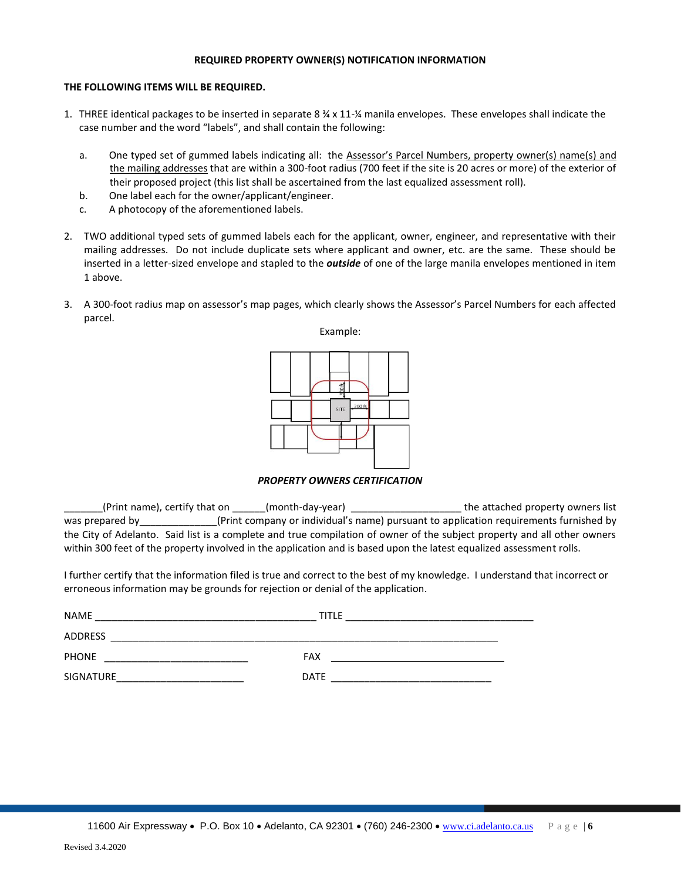## REQUIRED PROPERTY OWNER(S) NOTIFICATION INFORMATION

**THE FOLLOWING ITEMS WILL BE REQUIRED.**

1. THREE identical packages to be inserted in separate 8 ¾ x 11-¼ manila envelopes. These envelopes shall indicate the case number and the word "labels", and shall contain the following:

   a. One typed set of gummed labels indicating all: the Assessor's Parcel Numbers, property owner(s) name(s) and the mailing addresses that are within a 300-foot radius (700 feet if the site is 20 acres or more) of the exterior of their proposed project (this list shall be ascertained from the last equalized assessment roll).
   
   b. One label each for the owner/applicant/engineer.
   
   c. A photocopy of the aforementioned labels.

2. TWO additional typed sets of gummed labels each for the applicant, owner, engineer, and representative with their mailing addresses. Do not include duplicate sets where applicant and owner, etc. are the same. These should be inserted in a letter-sized envelope and stapled to the ***outside*** of one of the large manila envelopes mentioned in item 1 above.

3. A 300-foot radius map on assessor's map pages, which clearly shows the Assessor's Parcel Numbers for each affected parcel.

Example:

SITE 300 ft 300 ft

***PROPERTY OWNERS CERTIFICATION***

_______(Print name), certify that on ______(month-day-year) ____________________ the attached property owners list was prepared by______________(Print company or individual's name) pursuant to application requirements furnished by the City of Adelanto. Said list is a complete and true compilation of owner of the subject property and all other owners within 300 feet of the property involved in the application and is based upon the latest equalized assessment rolls.

I further certify that the information filed is true and correct to the best of my knowledge. I understand that incorrect or erroneous information may be grounds for rejection or denial of the application.

NAME ________________________________________ TITLE ___________________________________

ADDRESS ______________________________________________________________________

PHONE ___________________________ FAX ________________________________

SIGNATURE________________________ DATE ______________________________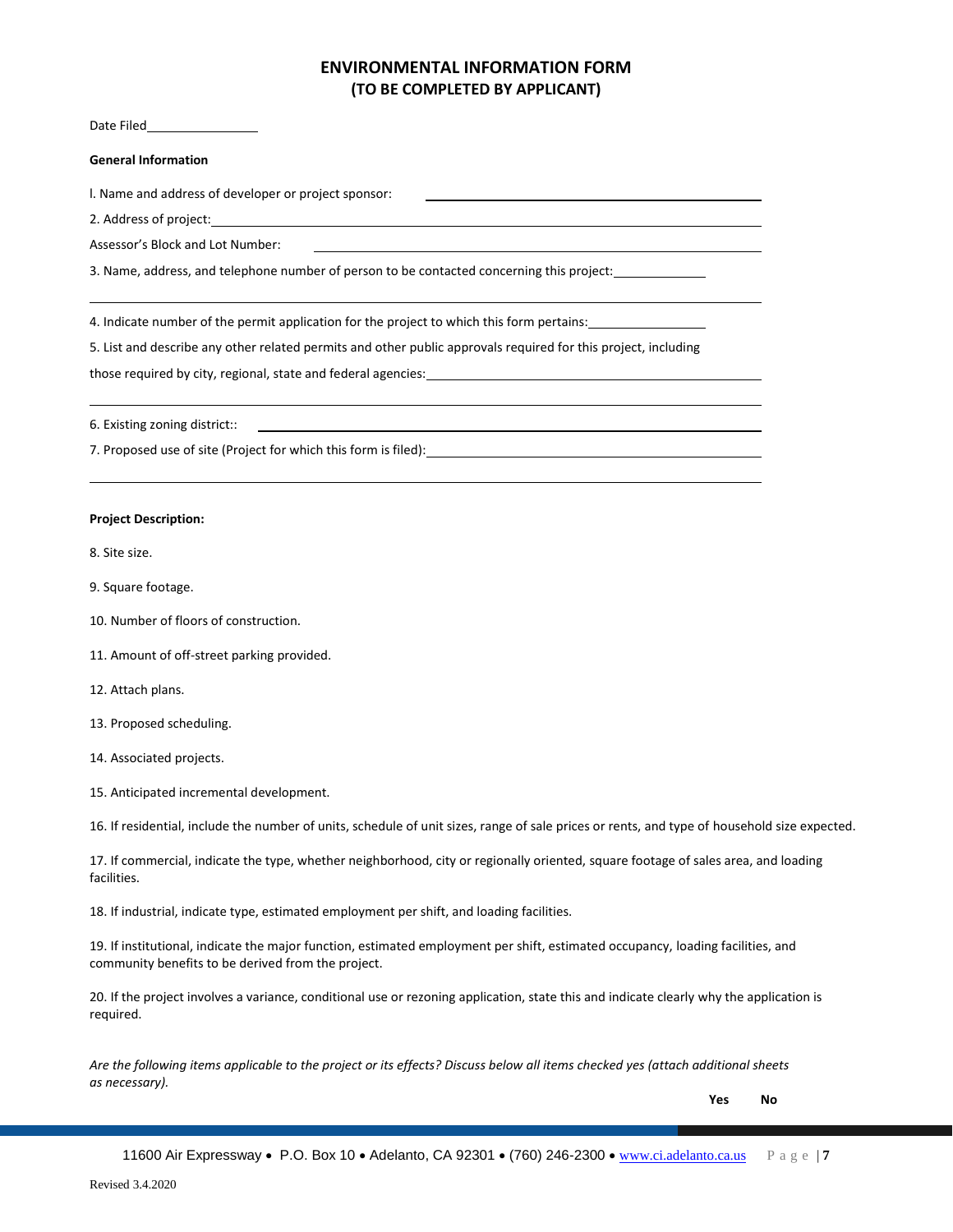# ENVIRONMENTAL INFORMATION FORM
## (TO BE COMPLETED BY APPLICANT)

Date Filed________________

**General Information**

l. Name and address of developer or project sponsor: ________________________________________

2. Address of project: ________________________________________

Assessor's Block and Lot Number: ________________________________________

3. Name, address, and telephone number of person to be contacted concerning this project: ____________

________________________________________

4. Indicate number of the permit application for the project to which this form pertains: ______________

5. List and describe any other related permits and other public approvals required for this project, including those required by city, regional, state and federal agencies: ________________________________________

________________________________________

6. Existing zoning district:: ________________________________________

7. Proposed use of site (Project for which this form is filed): ________________________________________

________________________________________

**Project Description:**

8. Site size.

9. Square footage.

10. Number of floors of construction.

11. Amount of off-street parking provided.

12. Attach plans.

13. Proposed scheduling.

14. Associated projects.

15. Anticipated incremental development.

16. If residential, include the number of units, schedule of unit sizes, range of sale prices or rents, and type of household size expected.

17. If commercial, indicate the type, whether neighborhood, city or regionally oriented, square footage of sales area, and loading facilities.

18. If industrial, indicate type, estimated employment per shift, and loading facilities.

19. If institutional, indicate the major function, estimated employment per shift, estimated occupancy, loading facilities, and community benefits to be derived from the project.

20. If the project involves a variance, conditional use or rezoning application, state this and indicate clearly why the application is required.

*Are the following items applicable to the project or its effects? Discuss below all items checked yes (attach additional sheets as necessary).*

**Yes** **No**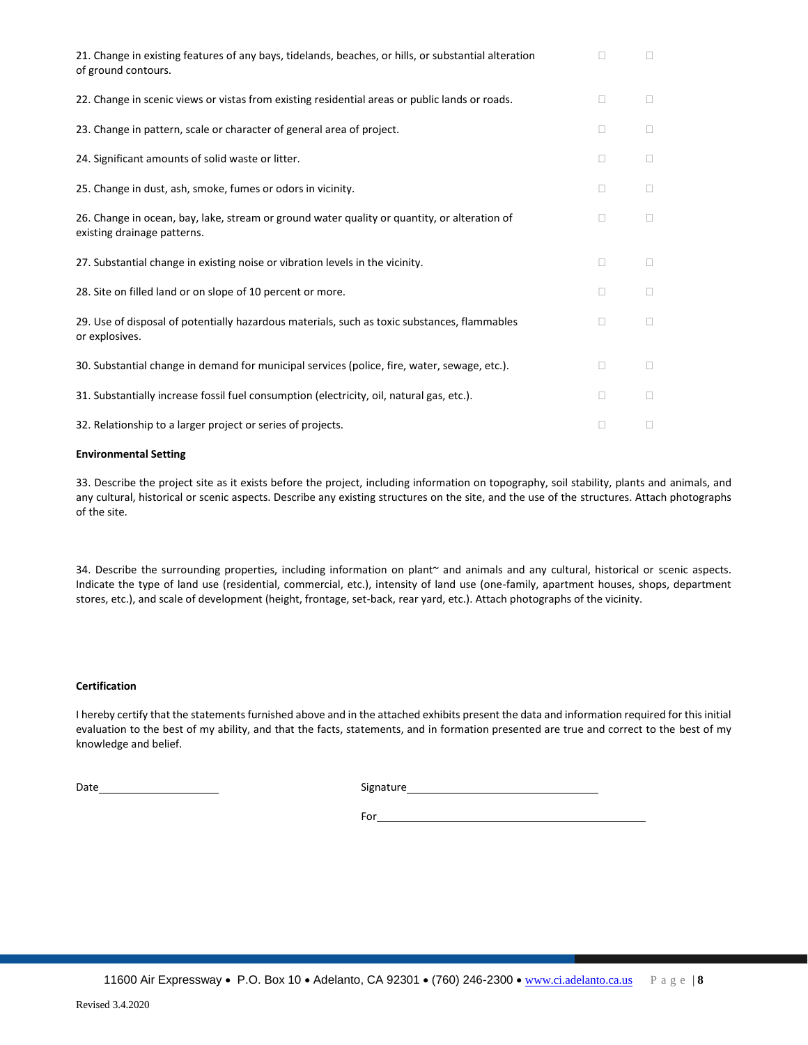| | | |
|---|---|---|
| 21. Change in existing features of any bays, tidelands, beaches, or hills, or substantial alteration of ground contours. | ☐ | ☐ |
| 22. Change in scenic views or vistas from existing residential areas or public lands or roads. | ☐ | ☐ |
| 23. Change in pattern, scale or character of general area of project. | ☐ | ☐ |
| 24. Significant amounts of solid waste or litter. | ☐ | ☐ |
| 25. Change in dust, ash, smoke, fumes or odors in vicinity. | ☐ | ☐ |
| 26. Change in ocean, bay, lake, stream or ground water quality or quantity, or alteration of existing drainage patterns. | ☐ | ☐ |
| 27. Substantial change in existing noise or vibration levels in the vicinity. | ☐ | ☐ |
| 28. Site on filled land or on slope of 10 percent or more. | ☐ | ☐ |
| 29. Use of disposal of potentially hazardous materials, such as toxic substances, flammables or explosives. | ☐ | ☐ |
| 30. Substantial change in demand for municipal services (police, fire, water, sewage, etc.). | ☐ | ☐ |
| 31. Substantially increase fossil fuel consumption (electricity, oil, natural gas, etc.). | ☐ | ☐ |
| 32. Relationship to a larger project or series of projects. | ☐ | ☐ |

**Environmental Setting**

33. Describe the project site as it exists before the project, including information on topography, soil stability, plants and animals, and any cultural, historical or scenic aspects. Describe any existing structures on the site, and the use of the structures. Attach photographs of the site.

34. Describe the surrounding properties, including information on plant~ and animals and any cultural, historical or scenic aspects. Indicate the type of land use (residential, commercial, etc.), intensity of land use (one-family, apartment houses, shops, department stores, etc.), and scale of development (height, frontage, set-back, rear yard, etc.). Attach photographs of the vicinity.

**Certification**

I hereby certify that the statements furnished above and in the attached exhibits present the data and information required for this initial evaluation to the best of my ability, and that the facts, statements, and in formation presented are true and correct to the best of my knowledge and belief.

Date\_\_\_\_\_\_\_\_\_\_\_\_\_\_\_\_\_\_\_\_ Signature\_\_\_\_\_\_\_\_\_\_\_\_\_\_\_\_\_\_\_\_\_\_\_\_\_\_\_\_\_\_\_\_

For\_\_\_\_\_\_\_\_\_\_\_\_\_\_\_\_\_\_\_\_\_\_\_\_\_\_\_\_\_\_\_\_\_\_\_\_\_\_\_\_\_\_\_\_

11600 Air Expressway • P.O. Box 10 • Adelanto, CA 92301 • (760) 246-2300 • www.ci.adelanto.ca.us

Revised 3.4.2020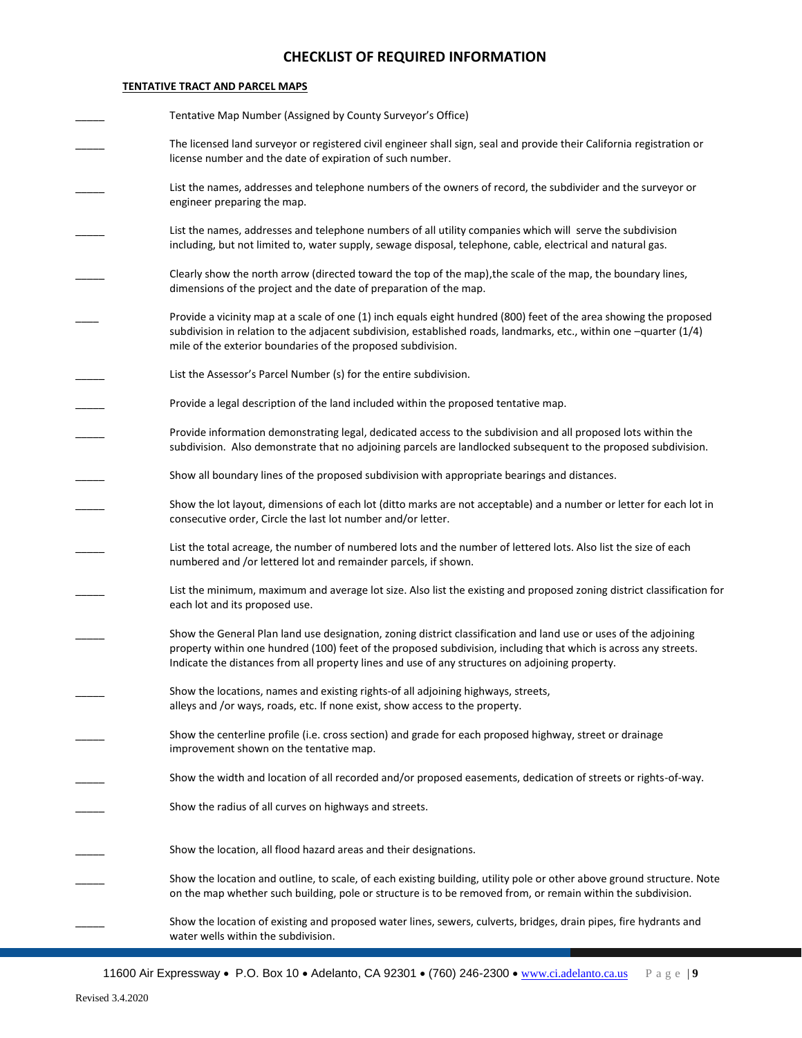# CHECKLIST OF REQUIRED INFORMATION

**TENTATIVE TRACT AND PARCEL MAPS**

_____ Tentative Map Number (Assigned by County Surveyor's Office)

_____ The licensed land surveyor or registered civil engineer shall sign, seal and provide their California registration or license number and the date of expiration of such number.

_____ List the names, addresses and telephone numbers of the owners of record, the subdivider and the surveyor or engineer preparing the map.

_____ List the names, addresses and telephone numbers of all utility companies which will serve the subdivision including, but not limited to, water supply, sewage disposal, telephone, cable, electrical and natural gas.

_____ Clearly show the north arrow (directed toward the top of the map),the scale of the map, the boundary lines, dimensions of the project and the date of preparation of the map.

____ Provide a vicinity map at a scale of one (1) inch equals eight hundred (800) feet of the area showing the proposed subdivision in relation to the adjacent subdivision, established roads, landmarks, etc., within one –quarter (1/4) mile of the exterior boundaries of the proposed subdivision.

_____ List the Assessor's Parcel Number (s) for the entire subdivision.

_____ Provide a legal description of the land included within the proposed tentative map.

_____ Provide information demonstrating legal, dedicated access to the subdivision and all proposed lots within the subdivision. Also demonstrate that no adjoining parcels are landlocked subsequent to the proposed subdivision.

_____ Show all boundary lines of the proposed subdivision with appropriate bearings and distances.

_____ Show the lot layout, dimensions of each lot (ditto marks are not acceptable) and a number or letter for each lot in consecutive order, Circle the last lot number and/or letter.

_____ List the total acreage, the number of numbered lots and the number of lettered lots. Also list the size of each numbered and /or lettered lot and remainder parcels, if shown.

_____ List the minimum, maximum and average lot size. Also list the existing and proposed zoning district classification for each lot and its proposed use.

_____ Show the General Plan land use designation, zoning district classification and land use or uses of the adjoining property within one hundred (100) feet of the proposed subdivision, including that which is across any streets. Indicate the distances from all property lines and use of any structures on adjoining property.

_____ Show the locations, names and existing rights-of all adjoining highways, streets, alleys and /or ways, roads, etc. If none exist, show access to the property.

_____ Show the centerline profile (i.e. cross section) and grade for each proposed highway, street or drainage improvement shown on the tentative map.

_____ Show the width and location of all recorded and/or proposed easements, dedication of streets or rights-of-way.

_____ Show the radius of all curves on highways and streets.

_____ Show the location, all flood hazard areas and their designations.

_____ Show the location and outline, to scale, of each existing building, utility pole or other above ground structure. Note on the map whether such building, pole or structure is to be removed from, or remain within the subdivision.

_____ Show the location of existing and proposed water lines, sewers, culverts, bridges, drain pipes, fire hydrants and water wells within the subdivision.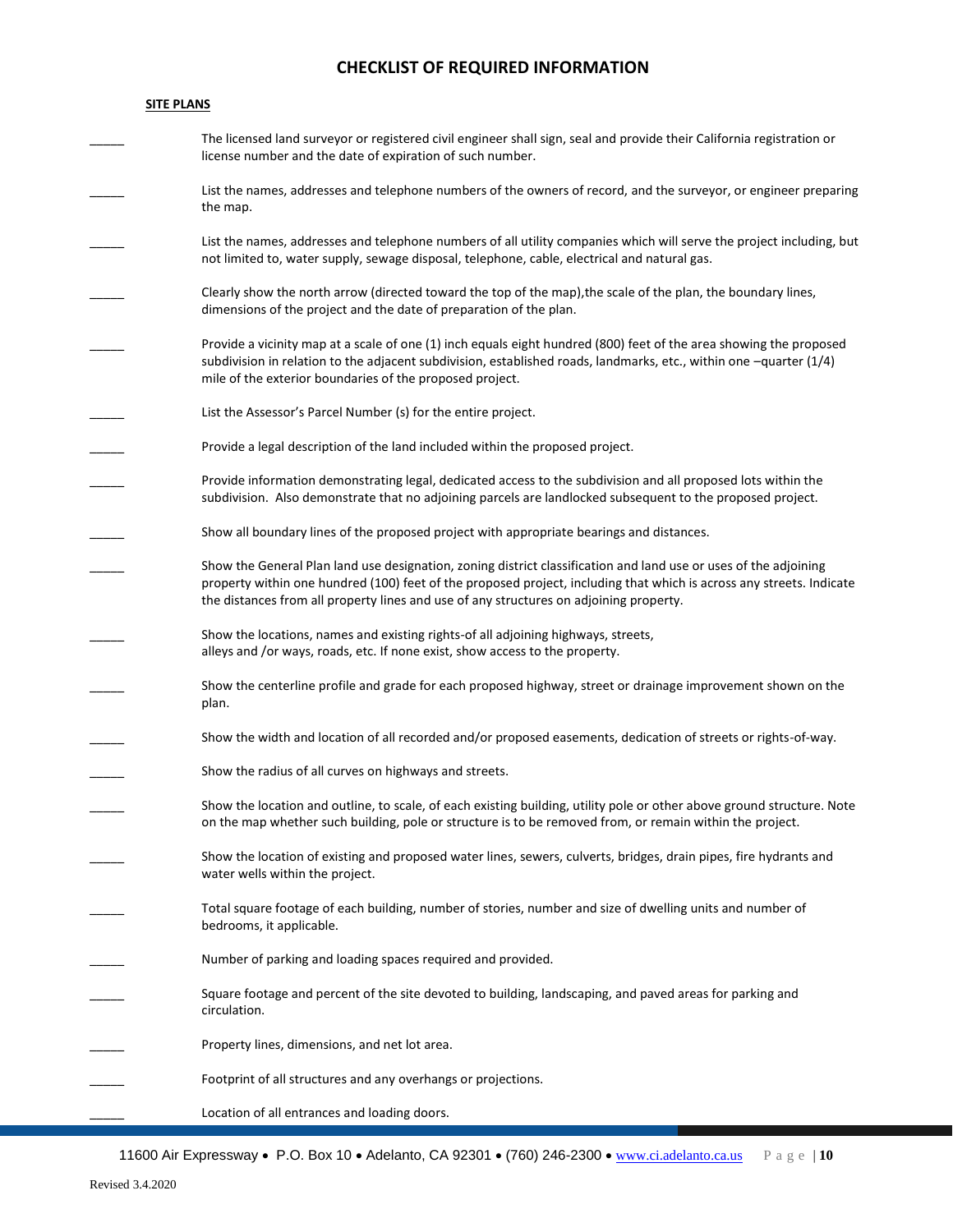## CHECKLIST OF REQUIRED INFORMATION

**SITE PLANS**

_____ The licensed land surveyor or registered civil engineer shall sign, seal and provide their California registration or license number and the date of expiration of such number.

_____ List the names, addresses and telephone numbers of the owners of record, and the surveyor, or engineer preparing the map.

_____ List the names, addresses and telephone numbers of all utility companies which will serve the project including, but not limited to, water supply, sewage disposal, telephone, cable, electrical and natural gas.

_____ Clearly show the north arrow (directed toward the top of the map),the scale of the plan, the boundary lines, dimensions of the project and the date of preparation of the plan.

_____ Provide a vicinity map at a scale of one (1) inch equals eight hundred (800) feet of the area showing the proposed subdivision in relation to the adjacent subdivision, established roads, landmarks, etc., within one –quarter (1/4) mile of the exterior boundaries of the proposed project.

_____ List the Assessor's Parcel Number (s) for the entire project.

_____ Provide a legal description of the land included within the proposed project.

_____ Provide information demonstrating legal, dedicated access to the subdivision and all proposed lots within the subdivision. Also demonstrate that no adjoining parcels are landlocked subsequent to the proposed project.

_____ Show all boundary lines of the proposed project with appropriate bearings and distances.

_____ Show the General Plan land use designation, zoning district classification and land use or uses of the adjoining property within one hundred (100) feet of the proposed project, including that which is across any streets. Indicate the distances from all property lines and use of any structures on adjoining property.

_____ Show the locations, names and existing rights-of all adjoining highways, streets, alleys and /or ways, roads, etc. If none exist, show access to the property.

_____ Show the centerline profile and grade for each proposed highway, street or drainage improvement shown on the plan.

_____ Show the width and location of all recorded and/or proposed easements, dedication of streets or rights-of-way.

_____ Show the radius of all curves on highways and streets.

_____ Show the location and outline, to scale, of each existing building, utility pole or other above ground structure. Note on the map whether such building, pole or structure is to be removed from, or remain within the project.

_____ Show the location of existing and proposed water lines, sewers, culverts, bridges, drain pipes, fire hydrants and water wells within the project.

_____ Total square footage of each building, number of stories, number and size of dwelling units and number of bedrooms, it applicable.

_____ Number of parking and loading spaces required and provided.

_____ Square footage and percent of the site devoted to building, landscaping, and paved areas for parking and circulation.

_____ Property lines, dimensions, and net lot area.

_____ Footprint of all structures and any overhangs or projections.

_____ Location of all entrances and loading doors.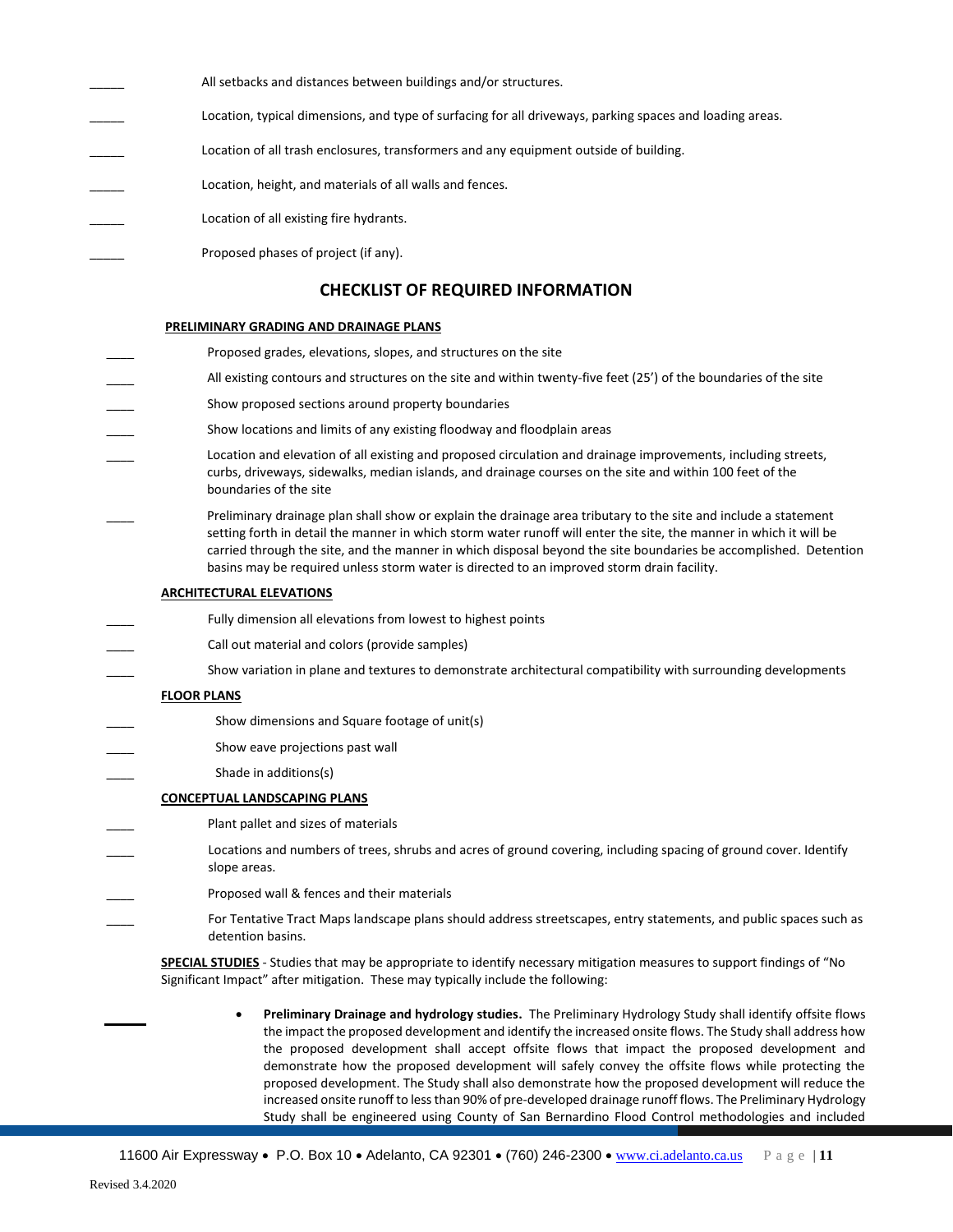_____ All setbacks and distances between buildings and/or structures.

_____ Location, typical dimensions, and type of surfacing for all driveways, parking spaces and loading areas.

_____ Location of all trash enclosures, transformers and any equipment outside of building.

_____ Location, height, and materials of all walls and fences.

_____ Location of all existing fire hydrants.

_____ Proposed phases of project (if any).

## CHECKLIST OF REQUIRED INFORMATION

**PRELIMINARY GRADING AND DRAINAGE PLANS**

____ Proposed grades, elevations, slopes, and structures on the site

____ All existing contours and structures on the site and within twenty-five feet (25') of the boundaries of the site

____ Show proposed sections around property boundaries

____ Show locations and limits of any existing floodway and floodplain areas

____ Location and elevation of all existing and proposed circulation and drainage improvements, including streets, curbs, driveways, sidewalks, median islands, and drainage courses on the site and within 100 feet of the boundaries of the site

____ Preliminary drainage plan shall show or explain the drainage area tributary to the site and include a statement setting forth in detail the manner in which storm water runoff will enter the site, the manner in which it will be carried through the site, and the manner in which disposal beyond the site boundaries be accomplished. Detention basins may be required unless storm water is directed to an improved storm drain facility.

**ARCHITECTURAL ELEVATIONS**

____ Fully dimension all elevations from lowest to highest points

____ Call out material and colors (provide samples)

____ Show variation in plane and textures to demonstrate architectural compatibility with surrounding developments

**FLOOR PLANS**

____ Show dimensions and Square footage of unit(s)

____ Show eave projections past wall

____ Shade in additions(s)

**CONCEPTUAL LANDSCAPING PLANS**

____ Plant pallet and sizes of materials

____ Locations and numbers of trees, shrubs and acres of ground covering, including spacing of ground cover. Identify slope areas.

____ Proposed wall & fences and their materials

____ For Tentative Tract Maps landscape plans should address streetscapes, entry statements, and public spaces such as detention basins.

**SPECIAL STUDIES** - Studies that may be appropriate to identify necessary mitigation measures to support findings of "No Significant Impact" after mitigation. These may typically include the following:

____
- **Preliminary Drainage and hydrology studies.** The Preliminary Hydrology Study shall identify offsite flows the impact the proposed development and identify the increased onsite flows. The Study shall address how the proposed development shall accept offsite flows that impact the proposed development and demonstrate how the proposed development will safely convey the offsite flows while protecting the proposed development. The Study shall also demonstrate how the proposed development will reduce the increased onsite runoff to less than 90% of pre-developed drainage runoff flows. The Preliminary Hydrology Study shall be engineered using County of San Bernardino Flood Control methodologies and included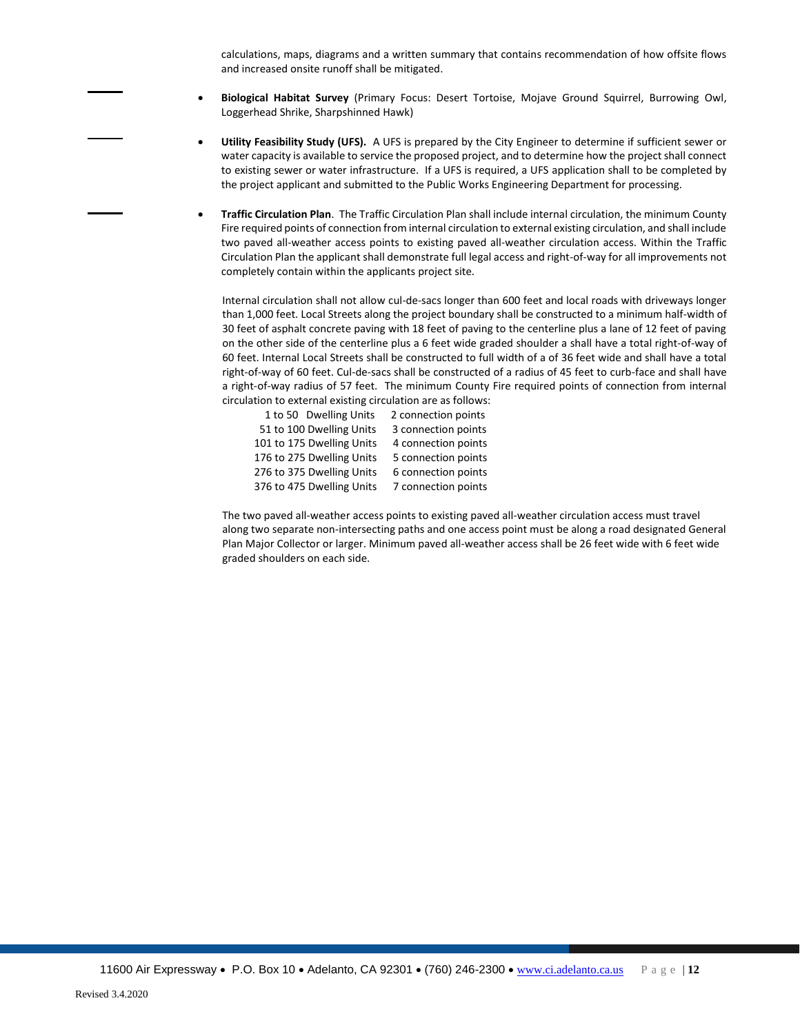calculations, maps, diagrams and a written summary that contains recommendation of how offsite flows and increased onsite runoff shall be mitigated.

- **Biological Habitat Survey** (Primary Focus: Desert Tortoise, Mojave Ground Squirrel, Burrowing Owl, Loggerhead Shrike, Sharpshinned Hawk)

- **Utility Feasibility Study (UFS).** A UFS is prepared by the City Engineer to determine if sufficient sewer or water capacity is available to service the proposed project, and to determine how the project shall connect to existing sewer or water infrastructure. If a UFS is required, a UFS application shall to be completed by the project applicant and submitted to the Public Works Engineering Department for processing.

- **Traffic Circulation Plan**. The Traffic Circulation Plan shall include internal circulation, the minimum County Fire required points of connection from internal circulation to external existing circulation, and shall include two paved all-weather access points to existing paved all-weather circulation access. Within the Traffic Circulation Plan the applicant shall demonstrate full legal access and right-of-way for all improvements not completely contain within the applicants project site.

  Internal circulation shall not allow cul-de-sacs longer than 600 feet and local roads with driveways longer than 1,000 feet. Local Streets along the project boundary shall be constructed to a minimum half-width of 30 feet of asphalt concrete paving with 18 feet of paving to the centerline plus a lane of 12 feet of paving on the other side of the centerline plus a 6 feet wide graded shoulder a shall have a total right-of-way of 60 feet. Internal Local Streets shall be constructed to full width of a of 36 feet wide and shall have a total right-of-way of 60 feet. Cul-de-sacs shall be constructed of a radius of 45 feet to curb-face and shall have a right-of-way radius of 57 feet. The minimum County Fire required points of connection from internal circulation to external existing circulation are as follows:

  | Dwelling Units | Connection Points |
  |---|---|
  | 1 to 50 Dwelling Units | 2 connection points |
  | 51 to 100 Dwelling Units | 3 connection points |
  | 101 to 175 Dwelling Units | 4 connection points |
  | 176 to 275 Dwelling Units | 5 connection points |
  | 276 to 375 Dwelling Units | 6 connection points |
  | 376 to 475 Dwelling Units | 7 connection points |

  The two paved all-weather access points to existing paved all-weather circulation access must travel along two separate non-intersecting paths and one access point must be along a road designated General Plan Major Collector or larger. Minimum paved all-weather access shall be 26 feet wide with 6 feet wide graded shoulders on each side.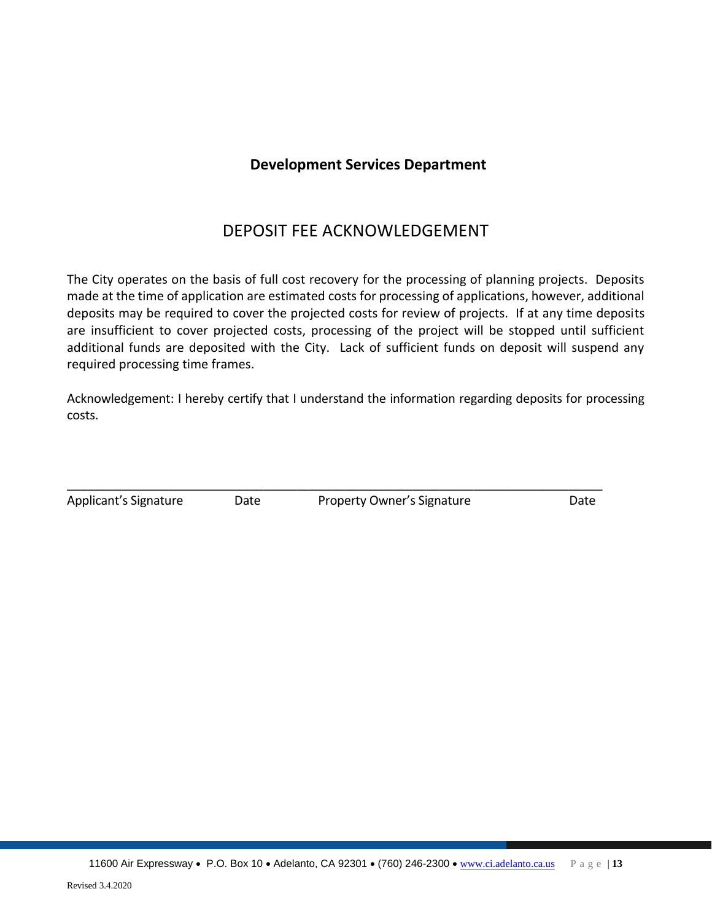## Development Services Department

# DEPOSIT FEE ACKNOWLEDGEMENT

The City operates on the basis of full cost recovery for the processing of planning projects. Deposits made at the time of application are estimated costs for processing of applications, however, additional deposits may be required to cover the projected costs for review of projects. If at any time deposits are insufficient to cover projected costs, processing of the project will be stopped until sufficient additional funds are deposited with the City. Lack of sufficient funds on deposit will suspend any required processing time frames.

Acknowledgement: I hereby certify that I understand the information regarding deposits for processing costs.

\_\_\_\_\_\_\_\_\_\_\_\_\_\_\_\_\_\_\_\_\_\_\_\_\_\_\_\_\_\_\_\_\_\_\_\_\_\_\_\_\_\_\_\_\_\_\_\_\_\_\_\_\_\_\_\_\_\_\_\_\_\_\_\_\_\_\_\_\_\_\_\_\_\_\_\_\_\_\_\_

Applicant's Signature Date Property Owner's Signature Date

11600 Air Expressway • P.O. Box 10 • Adelanto, CA 92301 • (760) 246-2300 • www.ci.adelanto.ca.us

Revised 3.4.2020